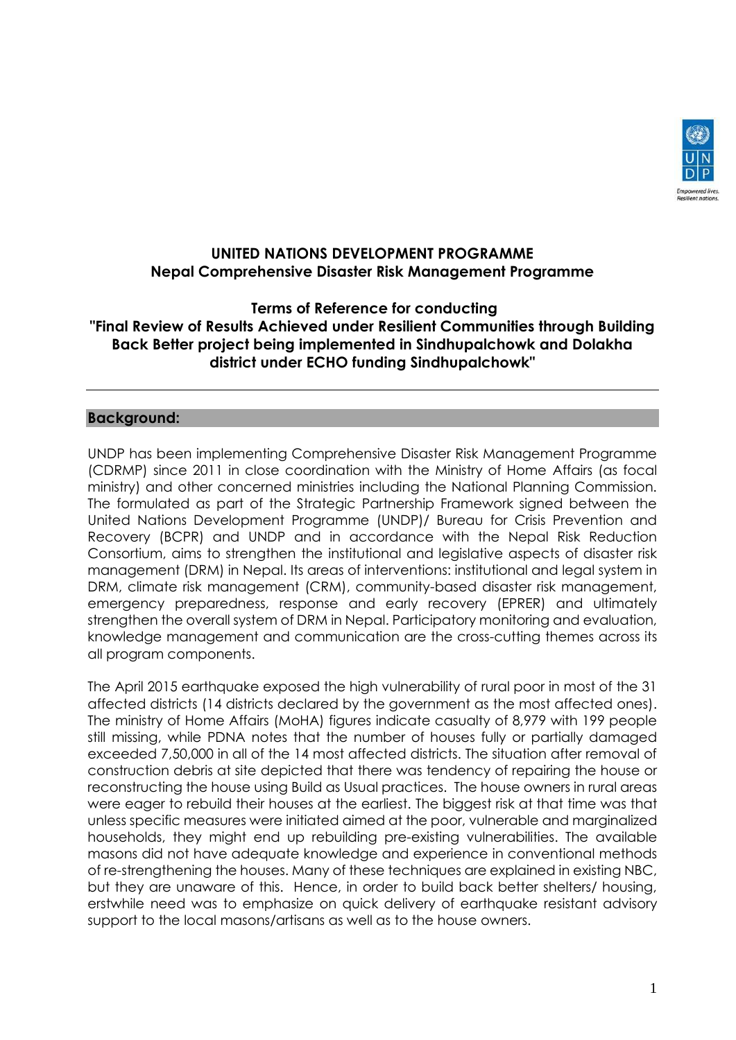# UNITED NATIONS DEVELOPMENT PROGRAMME
## Nepal Comprehensive Disaster Risk Management Programme

## Terms of Reference for conducting "Final Review of Results Achieved under Resilient Communities through Building Back Better project being implemented in Sindhupalchowk and Dolakha district under ECHO funding Sindhupalchowk"

---

### Background:

UNDP has been implementing Comprehensive Disaster Risk Management Programme (CDRMP) since 2011 in close coordination with the Ministry of Home Affairs (as focal ministry) and other concerned ministries including the National Planning Commission. The formulated as part of the Strategic Partnership Framework signed between the United Nations Development Programme (UNDP)/ Bureau for Crisis Prevention and Recovery (BCPR) and UNDP and in accordance with the Nepal Risk Reduction Consortium, aims to strengthen the institutional and legislative aspects of disaster risk management (DRM) in Nepal. Its areas of interventions: institutional and legal system in DRM, climate risk management (CRM), community-based disaster risk management, emergency preparedness, response and early recovery (EPRER) and ultimately strengthen the overall system of DRM in Nepal. Participatory monitoring and evaluation, knowledge management and communication are the cross-cutting themes across its all program components.

The April 2015 earthquake exposed the high vulnerability of rural poor in most of the 31 affected districts (14 districts declared by the government as the most affected ones). The ministry of Home Affairs (MoHA) figures indicate casualty of 8,979 with 199 people still missing, while PDNA notes that the number of houses fully or partially damaged exceeded 7,50,000 in all of the 14 most affected districts. The situation after removal of construction debris at site depicted that there was tendency of repairing the house or reconstructing the house using Build as Usual practices. The house owners in rural areas were eager to rebuild their houses at the earliest. The biggest risk at that time was that unless specific measures were initiated aimed at the poor, vulnerable and marginalized households, they might end up rebuilding pre-existing vulnerabilities. The available masons did not have adequate knowledge and experience in conventional methods of re-strengthening the houses. Many of these techniques are explained in existing NBC, but they are unaware of this. Hence, in order to build back better shelters/ housing, erstwhile need was to emphasize on quick delivery of earthquake resistant advisory support to the local masons/artisans as well as to the house owners.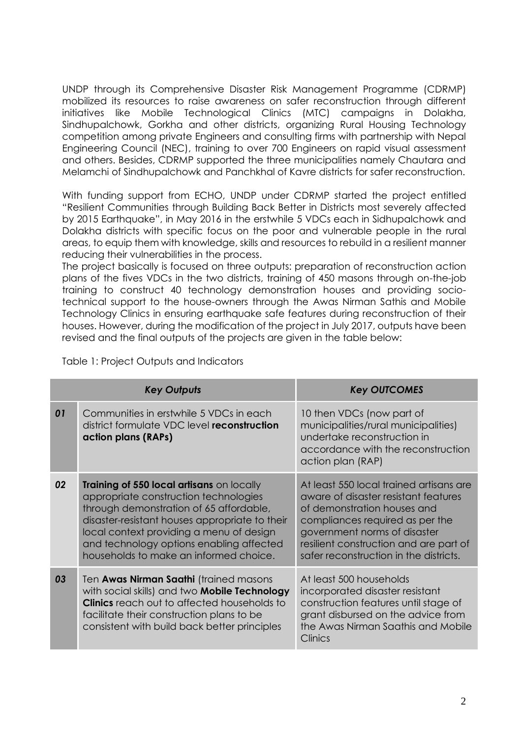UNDP through its Comprehensive Disaster Risk Management Programme (CDRMP) mobilized its resources to raise awareness on safer reconstruction through different initiatives like Mobile Technological Clinics (MTC) campaigns in Dolakha, Sindhupalchowk, Gorkha and other districts, organizing Rural Housing Technology competition among private Engineers and consulting firms with partnership with Nepal Engineering Council (NEC), training to over 700 Engineers on rapid visual assessment and others. Besides, CDRMP supported the three municipalities namely Chautara and Melamchi of Sindhupalchowk and Panchkhal of Kavre districts for safer reconstruction.

With funding support from ECHO, UNDP under CDRMP started the project entitled "Resilient Communities through Building Back Better in Districts most severely affected by 2015 Earthquake", in May 2016 in the erstwhile 5 VDCs each in Sidhupalchowk and Dolakha districts with specific focus on the poor and vulnerable people in the rural areas, to equip them with knowledge, skills and resources to rebuild in a resilient manner reducing their vulnerabilities in the process.
The project basically is focused on three outputs: preparation of reconstruction action plans of the fives VDCs in the two districts, training of 450 masons through on-the-job training to construct 40 technology demonstration houses and providing socio-technical support to the house-owners through the Awas Nirman Sathis and Mobile Technology Clinics in ensuring earthquake safe features during reconstruction of their houses. However, during the modification of the project in July 2017, outputs have been revised and the final outputs of the projects are given in the table below:

Table 1: Project Outputs and Indicators

| | *Key Outputs* | *Key OUTCOMES* |
|---|---|---|
| ***01*** | Communities in erstwhile 5 VDCs in each district formulate VDC level **reconstruction action plans (RAPs)** | 10 then VDCs (now part of municipalities/rural municipalities) undertake reconstruction in accordance with the reconstruction action plan (RAP) |
| ***02*** | **Training of 550 local artisans** on locally appropriate construction technologies through demonstration of 65 affordable, disaster-resistant houses appropriate to their local context providing a menu of design and technology options enabling affected households to make an informed choice. | At least 550 local trained artisans are aware of disaster resistant features of demonstration houses and compliances required as per the government norms of disaster resilient construction and are part of safer reconstruction in the districts. |
| ***03*** | Ten **Awas Nirman Saathi** (trained masons with social skills) and two **Mobile Technology Clinics** reach out to affected households to facilitate their construction plans to be consistent with build back better principles | At least 500 households incorporated disaster resistant construction features until stage of grant disbursed on the advice from the Awas Nirman Saathis and Mobile Clinics |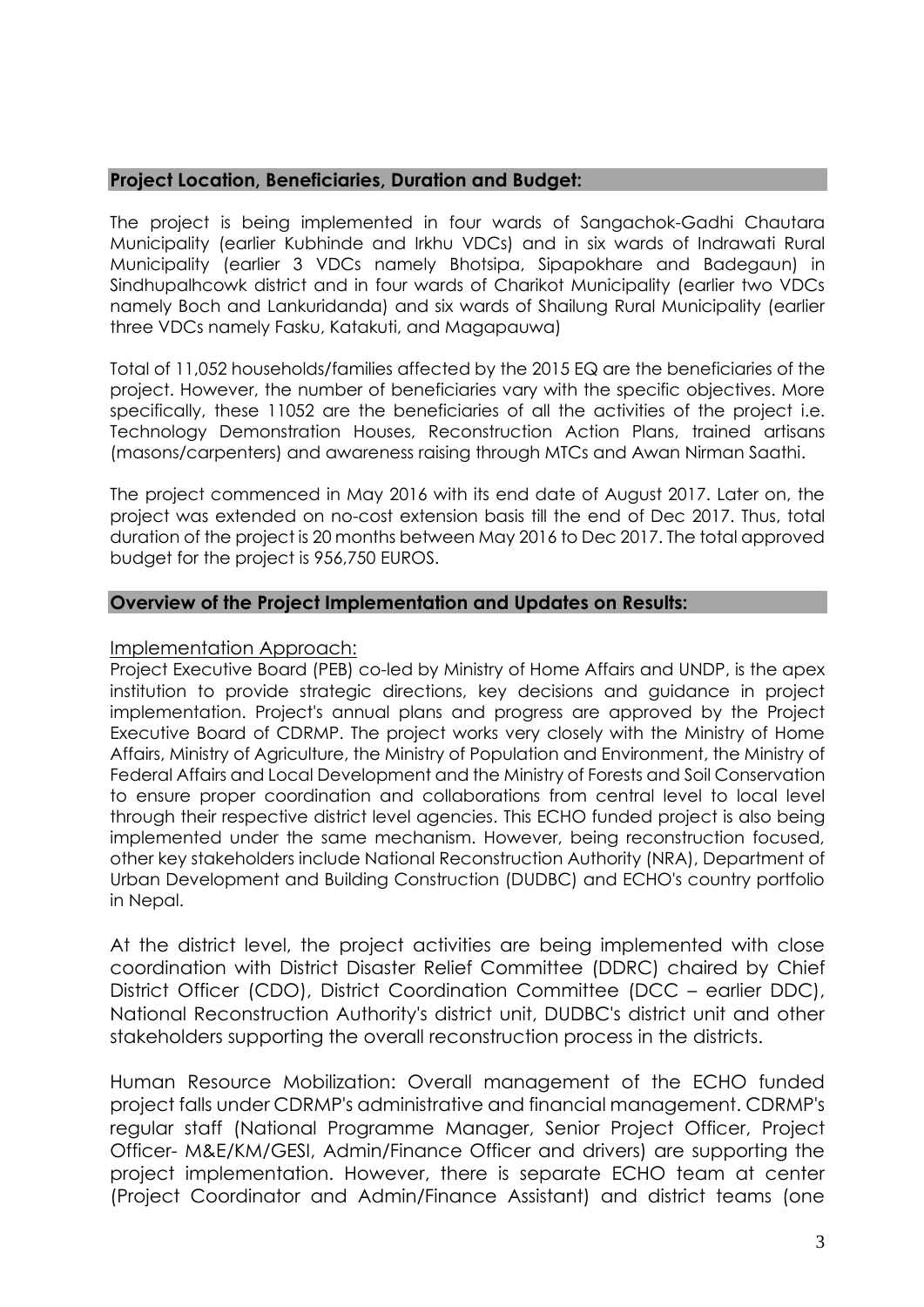## Project Location, Beneficiaries, Duration and Budget:

The project is being implemented in four wards of Sangachok-Gadhi Chautara Municipality (earlier Kubhinde and Irkhu VDCs) and in six wards of Indrawati Rural Municipality (earlier 3 VDCs namely Bhotsipa, Sipapokhare and Badegaun) in Sindhupalhcowk district and in four wards of Charikot Municipality (earlier two VDCs namely Boch and Lankuridanda) and six wards of Shailung Rural Municipality (earlier three VDCs namely Fasku, Katakuti, and Magapauwa)

Total of 11,052 households/families affected by the 2015 EQ are the beneficiaries of the project. However, the number of beneficiaries vary with the specific objectives. More specifically, these 11052 are the beneficiaries of all the activities of the project i.e. Technology Demonstration Houses, Reconstruction Action Plans, trained artisans (masons/carpenters) and awareness raising through MTCs and Awan Nirman Saathi.

The project commenced in May 2016 with its end date of August 2017. Later on, the project was extended on no-cost extension basis till the end of Dec 2017. Thus, total duration of the project is 20 months between May 2016 to Dec 2017. The total approved budget for the project is 956,750 EUROS.

## Overview of the Project Implementation and Updates on Results:

### Implementation Approach:

Project Executive Board (PEB) co-led by Ministry of Home Affairs and UNDP, is the apex institution to provide strategic directions, key decisions and guidance in project implementation. Project's annual plans and progress are approved by the Project Executive Board of CDRMP. The project works very closely with the Ministry of Home Affairs, Ministry of Agriculture, the Ministry of Population and Environment, the Ministry of Federal Affairs and Local Development and the Ministry of Forests and Soil Conservation to ensure proper coordination and collaborations from central level to local level through their respective district level agencies. This ECHO funded project is also being implemented under the same mechanism. However, being reconstruction focused, other key stakeholders include National Reconstruction Authority (NRA), Department of Urban Development and Building Construction (DUDBC) and ECHO's country portfolio in Nepal.

At the district level, the project activities are being implemented with close coordination with District Disaster Relief Committee (DDRC) chaired by Chief District Officer (CDO), District Coordination Committee (DCC – earlier DDC), National Reconstruction Authority's district unit, DUDBC's district unit and other stakeholders supporting the overall reconstruction process in the districts.

Human Resource Mobilization: Overall management of the ECHO funded project falls under CDRMP's administrative and financial management. CDRMP's regular staff (National Programme Manager, Senior Project Officer, Project Officer- M&E/KM/GESI, Admin/Finance Officer and drivers) are supporting the project implementation. However, there is separate ECHO team at center (Project Coordinator and Admin/Finance Assistant) and district teams (one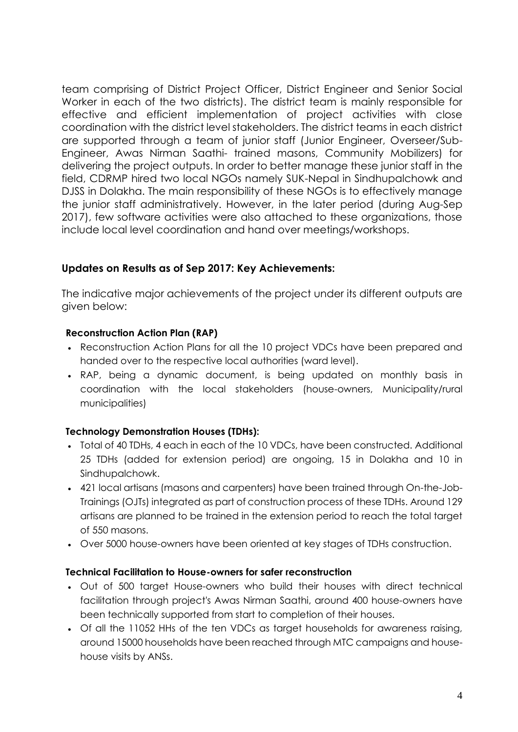team comprising of District Project Officer, District Engineer and Senior Social Worker in each of the two districts). The district team is mainly responsible for effective and efficient implementation of project activities with close coordination with the district level stakeholders. The district teams in each district are supported through a team of junior staff (Junior Engineer, Overseer/Sub-Engineer, Awas Nirman Saathi- trained masons, Community Mobilizers) for delivering the project outputs. In order to better manage these junior staff in the field, CDRMP hired two local NGOs namely SUK-Nepal in Sindhupalchowk and DJSS in Dolakha. The main responsibility of these NGOs is to effectively manage the junior staff administratively. However, in the later period (during Aug-Sep 2017), few software activities were also attached to these organizations, those include local level coordination and hand over meetings/workshops.

## Updates on Results as of Sep 2017: Key Achievements:

The indicative major achievements of the project under its different outputs are given below:

### Reconstruction Action Plan (RAP)

- Reconstruction Action Plans for all the 10 project VDCs have been prepared and handed over to the respective local authorities (ward level).
- RAP, being a dynamic document, is being updated on monthly basis in coordination with the local stakeholders (house-owners, Municipality/rural municipalities)

### Technology Demonstration Houses (TDHs):

- Total of 40 TDHs, 4 each in each of the 10 VDCs, have been constructed. Additional 25 TDHs (added for extension period) are ongoing, 15 in Dolakha and 10 in Sindhupalchowk.
- 421 local artisans (masons and carpenters) have been trained through On-the-Job-Trainings (OJTs) integrated as part of construction process of these TDHs. Around 129 artisans are planned to be trained in the extension period to reach the total target of 550 masons.
- Over 5000 house-owners have been oriented at key stages of TDHs construction.

### Technical Facilitation to House-owners for safer reconstruction

- Out of 500 target House-owners who build their houses with direct technical facilitation through project's Awas Nirman Saathi, around 400 house-owners have been technically supported from start to completion of their houses.
- Of all the 11052 HHs of the ten VDCs as target households for awareness raising, around 15000 households have been reached through MTC campaigns and house-house visits by ANSs.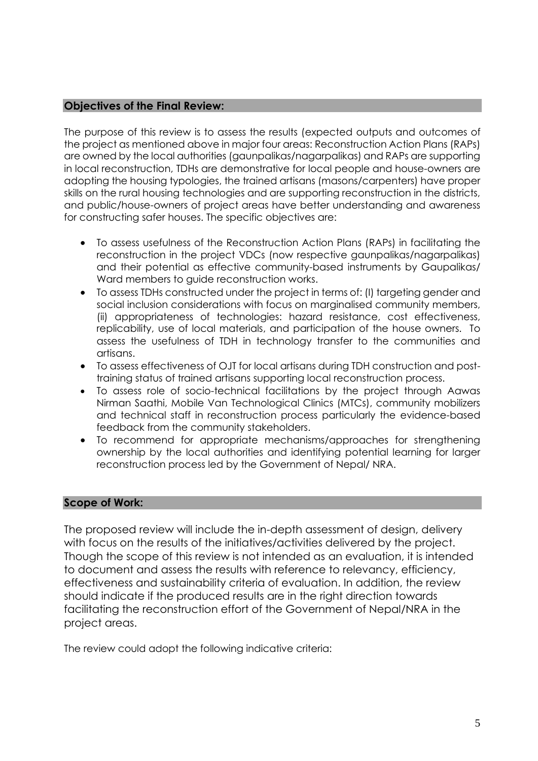## Objectives of the Final Review:

The purpose of this review is to assess the results (expected outputs and outcomes of the project as mentioned above in major four areas: Reconstruction Action Plans (RAPs) are owned by the local authorities (gaunpalikas/nagarpalikas) and RAPs are supporting in local reconstruction, TDHs are demonstrative for local people and house-owners are adopting the housing typologies, the trained artisans (masons/carpenters) have proper skills on the rural housing technologies and are supporting reconstruction in the districts, and public/house-owners of project areas have better understanding and awareness for constructing safer houses. The specific objectives are:

- To assess usefulness of the Reconstruction Action Plans (RAPs) in facilitating the reconstruction in the project VDCs (now respective gaunpalikas/nagarpalikas) and their potential as effective community-based instruments by Gaupalikas/ Ward members to guide reconstruction works.
- To assess TDHs constructed under the project in terms of: (I) targeting gender and social inclusion considerations with focus on marginalised community members, (ii) appropriateness of technologies: hazard resistance, cost effectiveness, replicability, use of local materials, and participation of the house owners. To assess the usefulness of TDH in technology transfer to the communities and artisans.
- To assess effectiveness of OJT for local artisans during TDH construction and post-training status of trained artisans supporting local reconstruction process.
- To assess role of socio-technical facilitations by the project through Aawas Nirman Saathi, Mobile Van Technological Clinics (MTCs), community mobilizers and technical staff in reconstruction process particularly the evidence-based feedback from the community stakeholders.
- To recommend for appropriate mechanisms/approaches for strengthening ownership by the local authorities and identifying potential learning for larger reconstruction process led by the Government of Nepal/ NRA.

## Scope of Work:

The proposed review will include the in-depth assessment of design, delivery with focus on the results of the initiatives/activities delivered by the project. Though the scope of this review is not intended as an evaluation, it is intended to document and assess the results with reference to relevancy, efficiency, effectiveness and sustainability criteria of evaluation. In addition, the review should indicate if the produced results are in the right direction towards facilitating the reconstruction effort of the Government of Nepal/NRA in the project areas.

The review could adopt the following indicative criteria: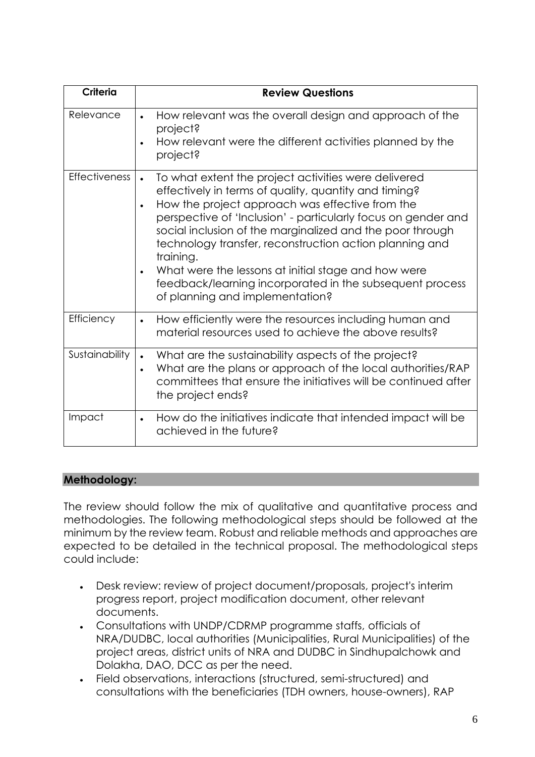| Criteria | Review Questions |
|---|---|
| Relevance | • How relevant was the overall design and approach of the project?<br>• How relevant were the different activities planned by the project? |
| Effectiveness | • To what extent the project activities were delivered effectively in terms of quality, quantity and timing?<br>• How the project approach was effective from the perspective of 'Inclusion' - particularly focus on gender and social inclusion of the marginalized and the poor through technology transfer, reconstruction action planning and training.<br>• What were the lessons at initial stage and how were feedback/learning incorporated in the subsequent process of planning and implementation? |
| Efficiency | • How efficiently were the resources including human and material resources used to achieve the above results? |
| Sustainability | • What are the sustainability aspects of the project?<br>• What are the plans or approach of the local authorities/RAP committees that ensure the initiatives will be continued after the project ends? |
| Impact | • How do the initiatives indicate that intended impact will be achieved in the future? |

**Methodology:**

The review should follow the mix of qualitative and quantitative process and methodologies. The following methodological steps should be followed at the minimum by the review team. Robust and reliable methods and approaches are expected to be detailed in the technical proposal. The methodological steps could include:

- Desk review: review of project document/proposals, project's interim progress report, project modification document, other relevant documents.
- Consultations with UNDP/CDRMP programme staffs, officials of NRA/DUDBC, local authorities (Municipalities, Rural Municipalities) of the project areas, district units of NRA and DUDBC in Sindhupalchowk and Dolakha, DAO, DCC as per the need.
- Field observations, interactions (structured, semi-structured) and consultations with the beneficiaries (TDH owners, house-owners), RAP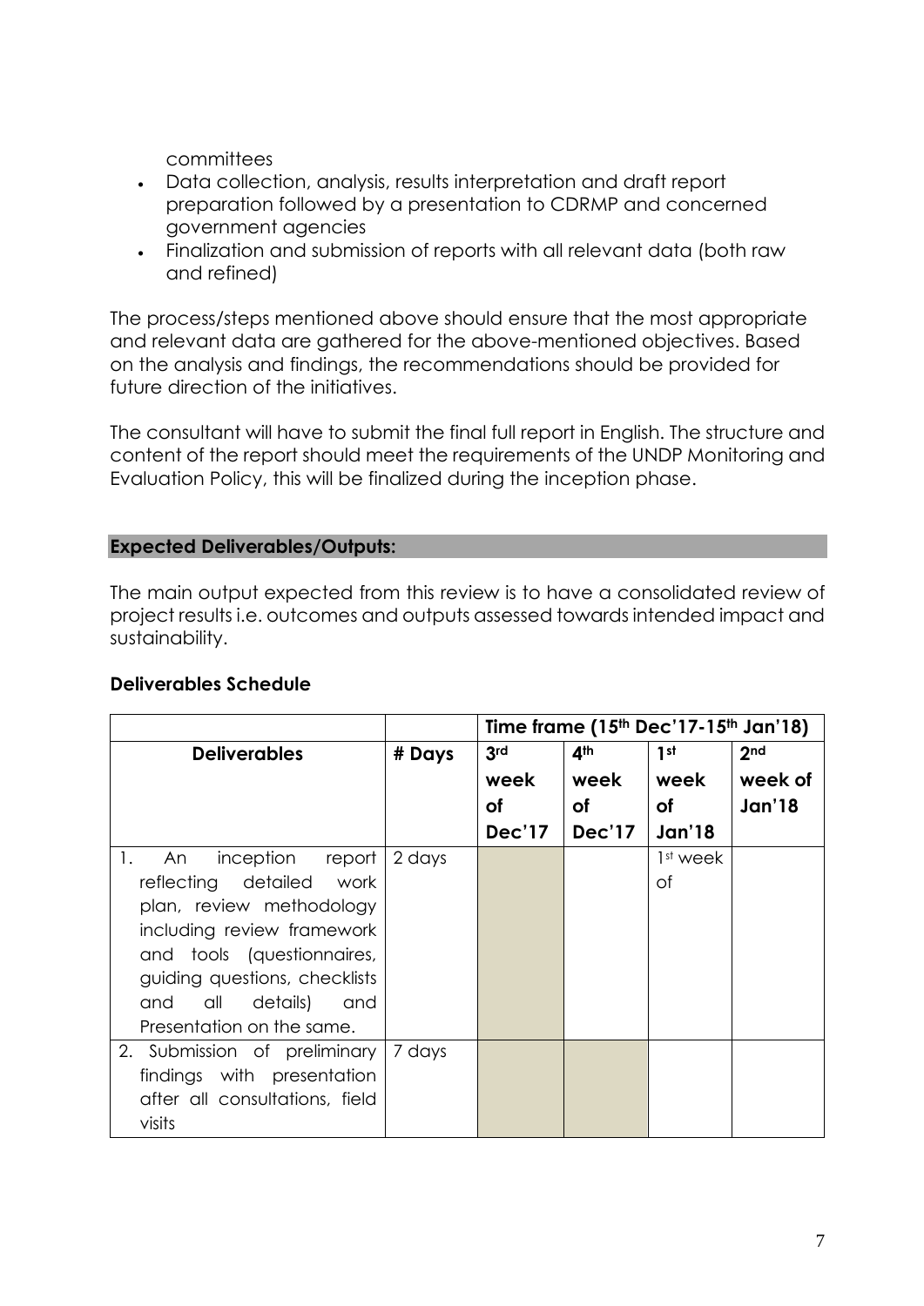committees

- Data collection, analysis, results interpretation and draft report preparation followed by a presentation to CDRMP and concerned government agencies
- Finalization and submission of reports with all relevant data (both raw and refined)

The process/steps mentioned above should ensure that the most appropriate and relevant data are gathered for the above-mentioned objectives. Based on the analysis and findings, the recommendations should be provided for future direction of the initiatives.

The consultant will have to submit the final full report in English. The structure and content of the report should meet the requirements of the UNDP Monitoring and Evaluation Policy, this will be finalized during the inception phase.

## Expected Deliverables/Outputs:

The main output expected from this review is to have a consolidated review of project results i.e. outcomes and outputs assessed towards intended impact and sustainability.

### Deliverables Schedule

| | | Time frame (15th Dec'17-15th Jan'18) | | | |
|---|---|---|---|---|---|
| **Deliverables** | **# Days** | **3rd week of Dec'17** | **4th week of Dec'17** | **1st week of Jan'18** | **2nd week of Jan'18** |
| 1. An inception report reflecting detailed work plan, review methodology including review framework and tools (questionnaires, guiding questions, checklists and all details) and Presentation on the same. | 2 days | | | 1st week of | |
| 2. Submission of preliminary findings with presentation after all consultations, field visits | 7 days | | | | |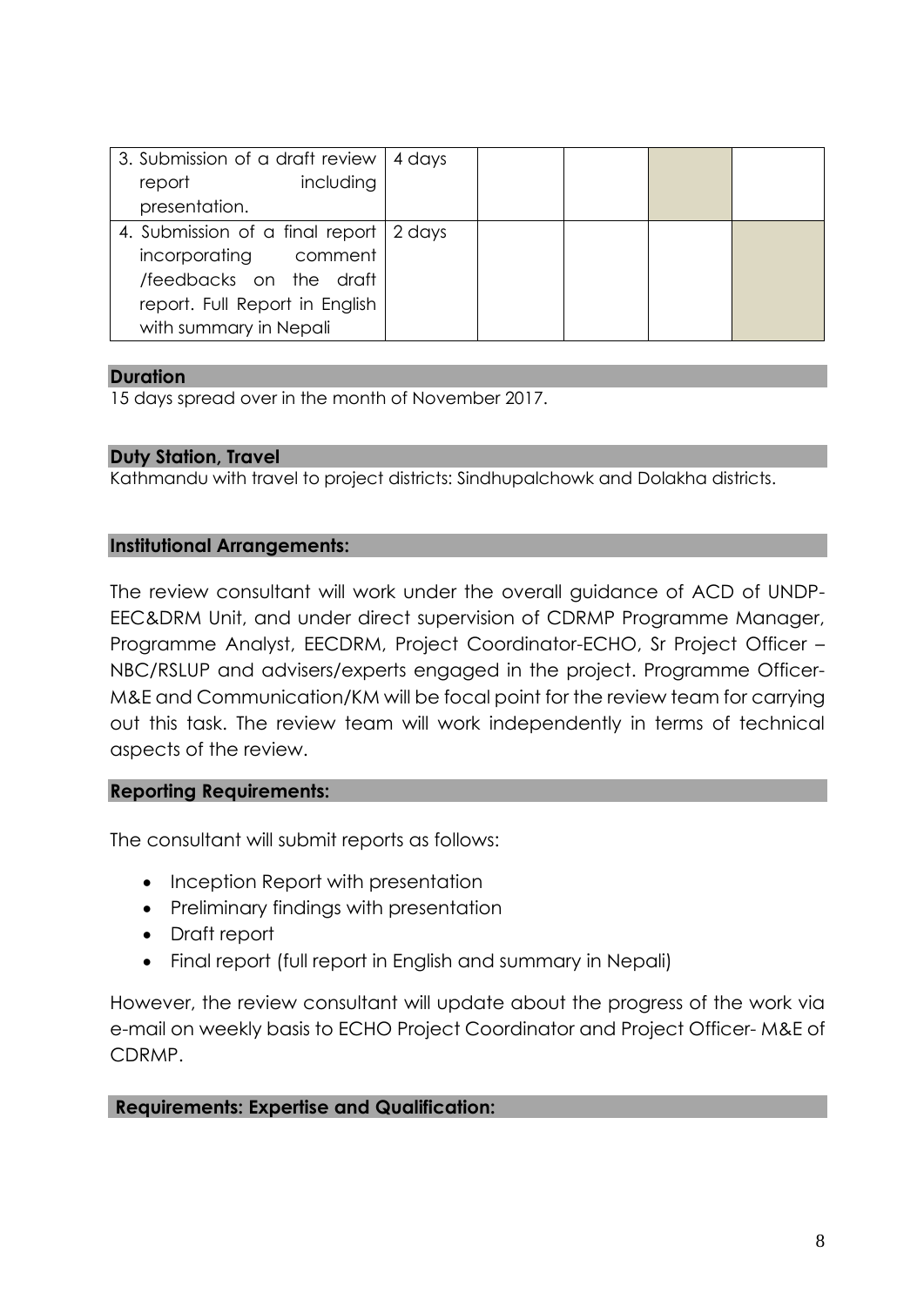| | | | | | |
|---|---|---|---|---|---|
| 3. Submission of a draft review report including presentation. | 4 days | | | | |
| 4. Submission of a final report incorporating comment /feedbacks on the draft report. Full Report in English with summary in Nepali | 2 days | | | | |

## Duration

15 days spread over in the month of November 2017.

## Duty Station, Travel

Kathmandu with travel to project districts: Sindhupalchowk and Dolakha districts.

## Institutional Arrangements:

The review consultant will work under the overall guidance of ACD of UNDP-EEC&DRM Unit, and under direct supervision of CDRMP Programme Manager, Programme Analyst, EECDRM, Project Coordinator-ECHO, Sr Project Officer – NBC/RSLUP and advisers/experts engaged in the project. Programme Officer-M&E and Communication/KM will be focal point for the review team for carrying out this task. The review team will work independently in terms of technical aspects of the review.

## Reporting Requirements:

The consultant will submit reports as follows:

- Inception Report with presentation
- Preliminary findings with presentation
- Draft report
- Final report (full report in English and summary in Nepali)

However, the review consultant will update about the progress of the work via e-mail on weekly basis to ECHO Project Coordinator and Project Officer- M&E of CDRMP.

## Requirements: Expertise and Qualification: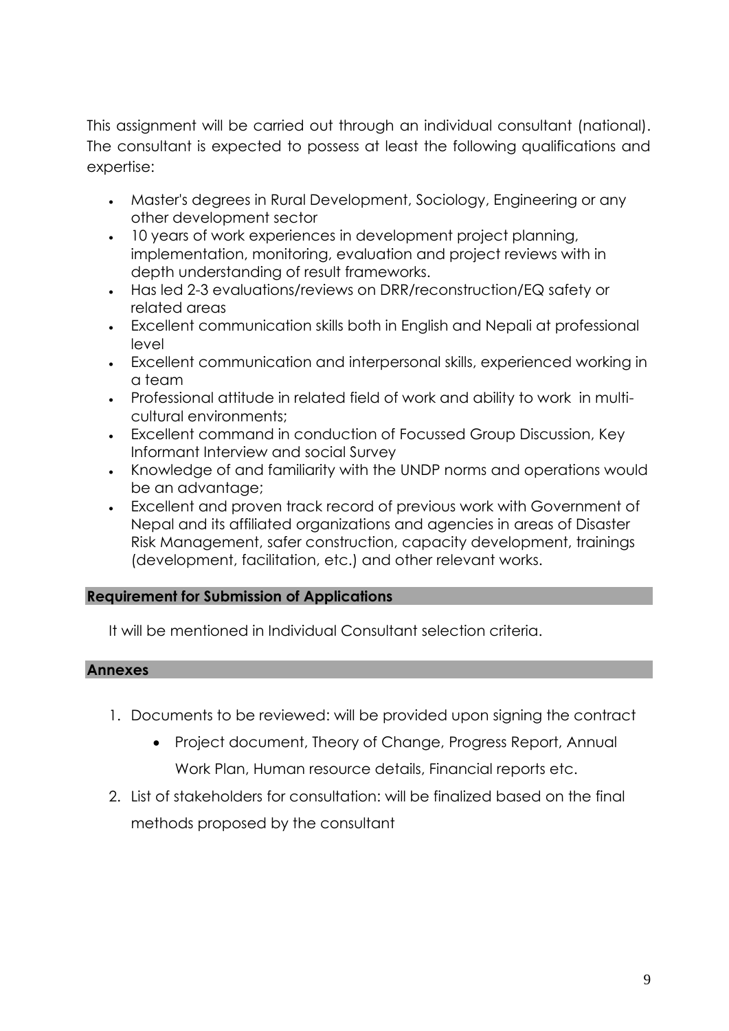This assignment will be carried out through an individual consultant (national). The consultant is expected to possess at least the following qualifications and expertise:

- Master's degrees in Rural Development, Sociology, Engineering or any other development sector
- 10 years of work experiences in development project planning, implementation, monitoring, evaluation and project reviews with in depth understanding of result frameworks.
- Has led 2-3 evaluations/reviews on DRR/reconstruction/EQ safety or related areas
- Excellent communication skills both in English and Nepali at professional level
- Excellent communication and interpersonal skills, experienced working in a team
- Professional attitude in related field of work and ability to work in multi-cultural environments;
- Excellent command in conduction of Focussed Group Discussion, Key Informant Interview and social Survey
- Knowledge of and familiarity with the UNDP norms and operations would be an advantage;
- Excellent and proven track record of previous work with Government of Nepal and its affiliated organizations and agencies in areas of Disaster Risk Management, safer construction, capacity development, trainings (development, facilitation, etc.) and other relevant works.

**Requirement for Submission of Applications**

It will be mentioned in Individual Consultant selection criteria.

**Annexes**

1. Documents to be reviewed: will be provided upon signing the contract
    - Project document, Theory of Change, Progress Report, Annual Work Plan, Human resource details, Financial reports etc.
2. List of stakeholders for consultation: will be finalized based on the final methods proposed by the consultant